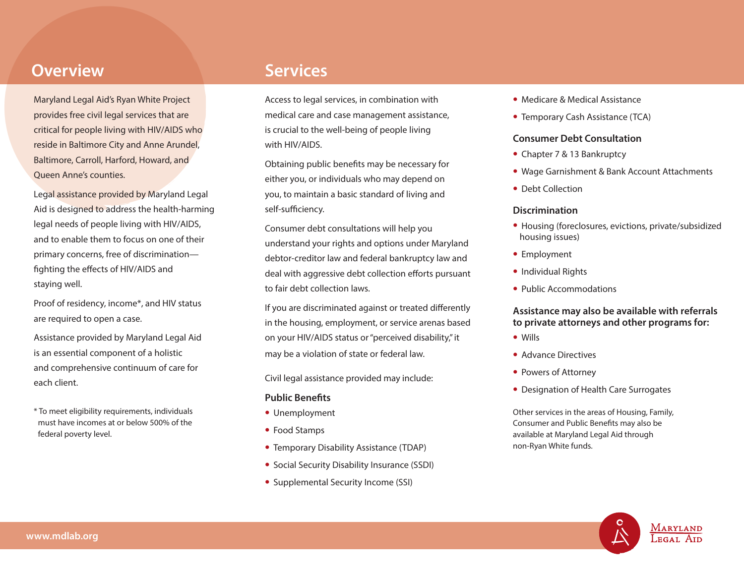## Overview

Maryland Legal Aid's Ryan White Project provides free civil legal services that are critical for people living with HIV/AIDS who reside in Baltimore City and Anne Arundel, Baltimore, Carroll, Harford, Howard, and Queen Anne's counties.

Legal assistance provided by Maryland Legal Aid is designed to address the health-harming legal needs of people living with HIV/AIDS, and to enable them to focus on one of their primary concerns, free of discrimination—fighting the effects of HIV/AIDS and staying well.

Proof of residency, income*, and HIV status are required to open a case.

Assistance provided by Maryland Legal Aid is an essential component of a holistic and comprehensive continuum of care for each client.

* To meet eligibility requirements, individuals must have incomes at or below 500% of the federal poverty level.

## Services

Access to legal services, in combination with medical care and case management assistance, is crucial to the well-being of people living with HIV/AIDS.

Obtaining public benefits may be necessary for either you, or individuals who may depend on you, to maintain a basic standard of living and self-sufficiency.

Consumer debt consultations will help you understand your rights and options under Maryland debtor-creditor law and federal bankruptcy law and deal with aggressive debt collection efforts pursuant to fair debt collection laws.

If you are discriminated against or treated differently in the housing, employment, or service arenas based on your HIV/AIDS status or "perceived disability," it may be a violation of state or federal law.

Civil legal assistance provided may include:

### Public Benefits

- Unemployment
- Food Stamps
- Temporary Disability Assistance (TDAP)
- Social Security Disability Insurance (SSDI)
- Supplemental Security Income (SSI)
- Medicare & Medical Assistance
- Temporary Cash Assistance (TCA)

### Consumer Debt Consultation

- Chapter 7 & 13 Bankruptcy
- Wage Garnishment & Bank Account Attachments
- Debt Collection

### Discrimination

- Housing (foreclosures, evictions, private/subsidized housing issues)
- Employment
- Individual Rights
- Public Accommodations

### Assistance may also be available with referrals to private attorneys and other programs for:

- Wills
- Advance Directives
- Powers of Attorney
- Designation of Health Care Surrogates

Other services in the areas of Housing, Family, Consumer and Public Benefits may also be available at Maryland Legal Aid through non-Ryan White funds.

www.mdlab.org

Maryland Legal Aid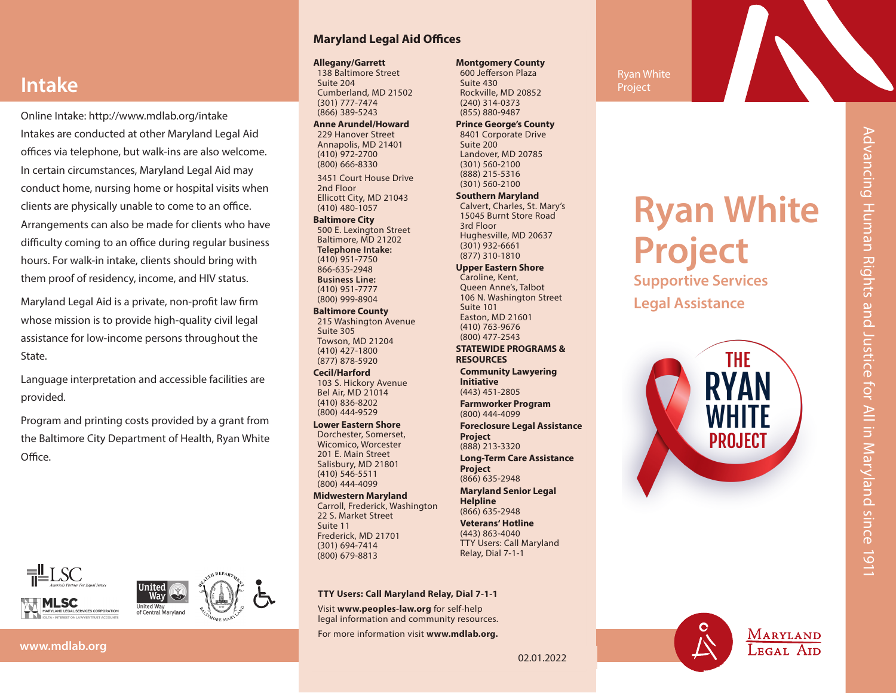## Intake

Online Intake: http://www.mdlab.org/intake

Intakes are conducted at other Maryland Legal Aid offices via telephone, but walk-ins are also welcome. In certain circumstances, Maryland Legal Aid may conduct home, nursing home or hospital visits when clients are physically unable to come to an office. Arrangements can also be made for clients who have difficulty coming to an office during regular business hours. For walk-in intake, clients should bring with them proof of residency, income, and HIV status.

Maryland Legal Aid is a private, non-profit law firm whose mission is to provide high-quality civil legal assistance for low-income persons throughout the State.

Language interpretation and accessible facilities are provided.

Program and printing costs provided by a grant from the Baltimore City Department of Health, Ryan White Office.

www.mdlab.org

## Maryland Legal Aid Offices

**Allegany/Garrett**
138 Baltimore Street
Suite 204
Cumberland, MD 21502
(301) 777-7474
(866) 389-5243

**Anne Arundel/Howard**
229 Hanover Street
Annapolis, MD 21401
(410) 972-2700
(800) 666-8330

3451 Court House Drive
2nd Floor
Ellicott City, MD 21043
(410) 480-1057

**Baltimore City**
500 E. Lexington Street
Baltimore, MD 21202
**Telephone Intake:**
(410) 951-7750
866-635-2948
**Business Line:**
(410) 951-7777
(800) 999-8904

**Baltimore County**
215 Washington Avenue
Suite 305
Towson, MD 21204
(410) 427-1800
(877) 878-5920

**Cecil/Harford**
103 S. Hickory Avenue
Bel Air, MD 21014
(410) 836-8202
(800) 444-9529

**Lower Eastern Shore**
Dorchester, Somerset,
Wicomico, Worcester
201 E. Main Street
Salisbury, MD 21801
(410) 546-5511
(800) 444-4099

**Midwestern Maryland**
Carroll, Frederick, Washington
22 S. Market Street
Suite 11
Frederick, MD 21701
(301) 694-7414
(800) 679-8813

**Montgomery County**
600 Jefferson Plaza
Suite 430
Rockville, MD 20852
(240) 314-0373
(855) 880-9487

**Prince George's County**
8401 Corporate Drive
Suite 200
Landover, MD 20785
(301) 560-2100
(888) 215-5316
(301) 560-2100

**Southern Maryland**
Calvert, Charles, St. Mary's
15045 Burnt Store Road
3rd Floor
Hughesville, MD 20637
(301) 932-6661
(877) 310-1810

**Upper Eastern Shore**
Caroline, Kent,
Queen Anne's, Talbot
106 N. Washington Street
Suite 101
Easton, MD 21601
(410) 763-9676
(800) 477-2543

**STATEWIDE PROGRAMS & RESOURCES**

**Community Lawyering Initiative**
(443) 451-2805

**Farmworker Program**
(800) 444-4099

**Foreclosure Legal Assistance Project**
(888) 213-3320

**Long-Term Care Assistance Project**
(866) 635-2948

**Maryland Senior Legal Helpline**
(866) 635-2948

**Veterans' Hotline**
(443) 863-4040
TTY Users: Call Maryland Relay, Dial 7-1-1

**TTY Users: Call Maryland Relay, Dial 7-1-1**

Visit **www.peoples-law.org** for self-help legal information and community resources.

For more information visit **www.mdlab.org.**

02.01.2022

Ryan White Project

# Ryan White Project

### Supportive Services
### Legal Assistance

THE RYAN WHITE PROJECT

Advancing Human Rights and Justice for All in Maryland since 1911

Maryland Legal Aid